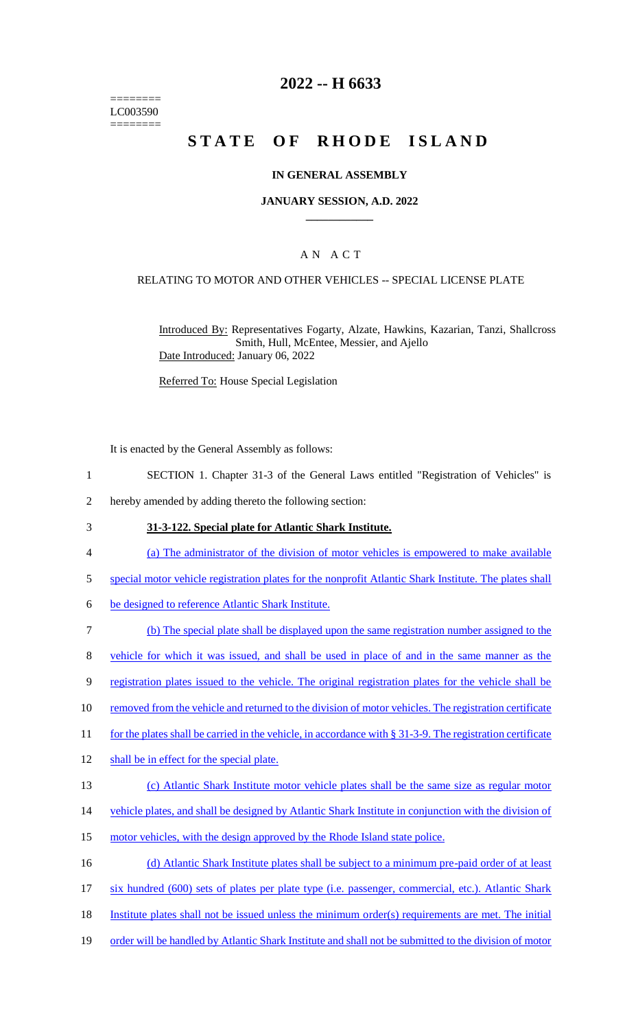======== LC003590 ========

# 2022 -- H 6633

# STATE OF RHODE ISLAND

## IN GENERAL ASSEMBLY

### JANUARY SESSION, A.D. 2022

---

## A N A C T

### RELATING TO MOTOR AND OTHER VEHICLES -- SPECIAL LICENSE PLATE

Introduced By: Representatives Fogarty, Alzate, Hawkins, Kazarian, Tanzi, Shallcross Smith, Hull, McEntee, Messier, and Ajello

Date Introduced: January 06, 2022

Referred To: House Special Legislation

It is enacted by the General Assembly as follows:

1 SECTION 1. Chapter 31-3 of the General Laws entitled "Registration of Vehicles" is
2 hereby amended by adding thereto the following section:

3 **31-3-122. Special plate for Atlantic Shark Institute.**

4 (a) The administrator of the division of motor vehicles is empowered to make available
5 special motor vehicle registration plates for the nonprofit Atlantic Shark Institute. The plates shall
6 be designed to reference Atlantic Shark Institute.

7 (b) The special plate shall be displayed upon the same registration number assigned to the
8 vehicle for which it was issued, and shall be used in place of and in the same manner as the
9 registration plates issued to the vehicle. The original registration plates for the vehicle shall be
10 removed from the vehicle and returned to the division of motor vehicles. The registration certificate
11 for the plates shall be carried in the vehicle, in accordance with § 31-3-9. The registration certificate
12 shall be in effect for the special plate.

13 (c) Atlantic Shark Institute motor vehicle plates shall be the same size as regular motor
14 vehicle plates, and shall be designed by Atlantic Shark Institute in conjunction with the division of
15 motor vehicles, with the design approved by the Rhode Island state police.

16 (d) Atlantic Shark Institute plates shall be subject to a minimum pre-paid order of at least
17 six hundred (600) sets of plates per plate type (i.e. passenger, commercial, etc.). Atlantic Shark
18 Institute plates shall not be issued unless the minimum order(s) requirements are met. The initial
19 order will be handled by Atlantic Shark Institute and shall not be submitted to the division of motor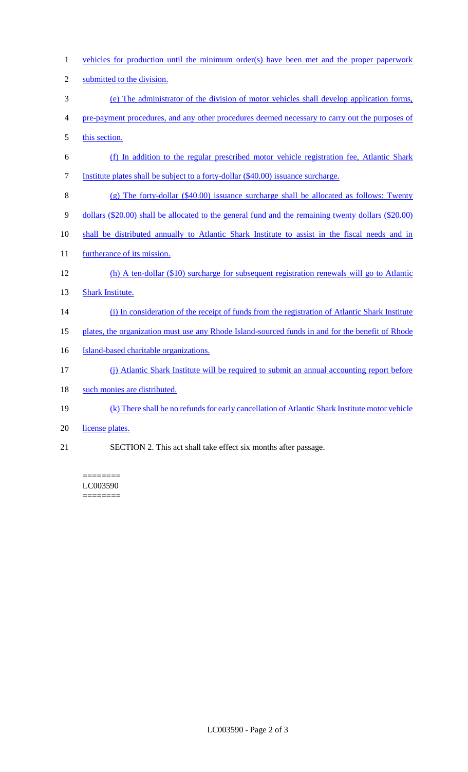vehicles for production until the minimum order(s) have been met and the proper paperwork submitted to the division.

(e) The administrator of the division of motor vehicles shall develop application forms, pre-payment procedures, and any other procedures deemed necessary to carry out the purposes of this section.

(f) In addition to the regular prescribed motor vehicle registration fee, Atlantic Shark Institute plates shall be subject to a forty-dollar ($40.00) issuance surcharge.

(g) The forty-dollar ($40.00) issuance surcharge shall be allocated as follows: Twenty dollars ($20.00) shall be allocated to the general fund and the remaining twenty dollars ($20.00) shall be distributed annually to Atlantic Shark Institute to assist in the fiscal needs and in furtherance of its mission.

(h) A ten-dollar ($10) surcharge for subsequent registration renewals will go to Atlantic Shark Institute.

(i) In consideration of the receipt of funds from the registration of Atlantic Shark Institute plates, the organization must use any Rhode Island-sourced funds in and for the benefit of Rhode Island-based charitable organizations.

(j) Atlantic Shark Institute will be required to submit an annual accounting report before such monies are distributed.

(k) There shall be no refunds for early cancellation of Atlantic Shark Institute motor vehicle license plates.

SECTION 2. This act shall take effect six months after passage.

========
LC003590
========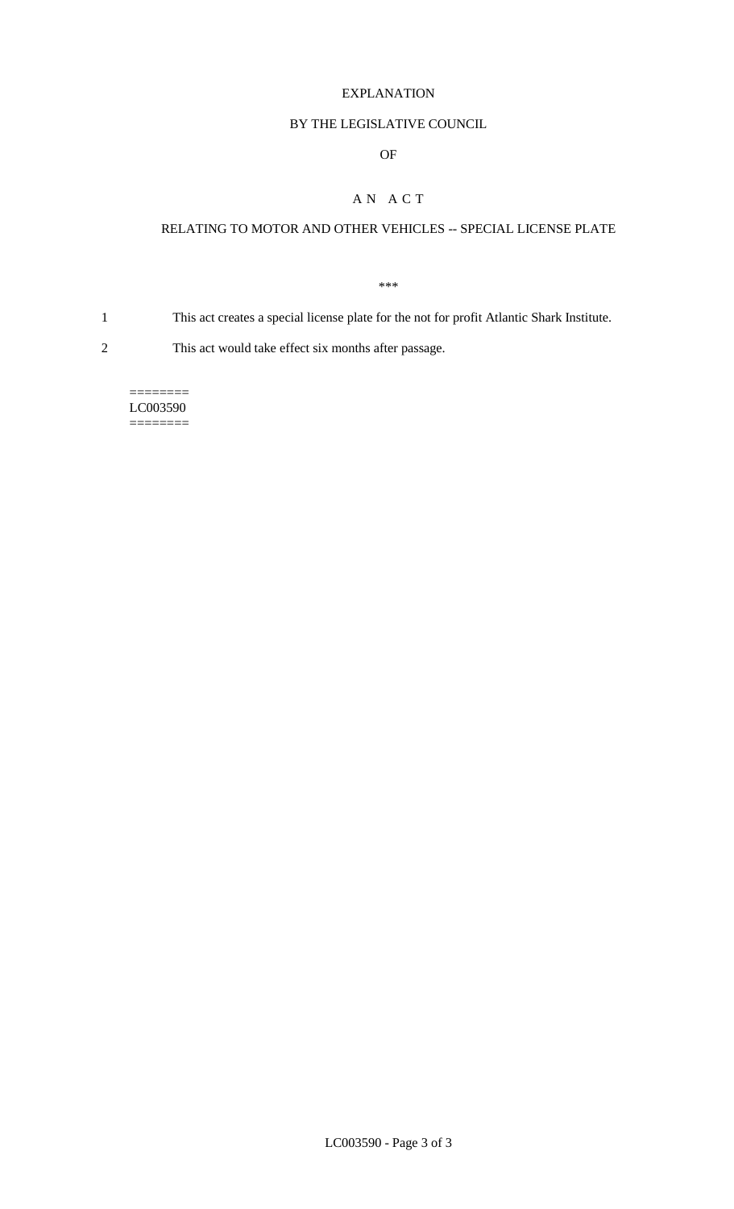EXPLANATION

BY THE LEGISLATIVE COUNCIL

OF

# A N A C T

RELATING TO MOTOR AND OTHER VEHICLES -- SPECIAL LICENSE PLATE

\*\*\*

1 This act creates a special license plate for the not for profit Atlantic Shark Institute.

2 This act would take effect six months after passage.

========
LC003590
========